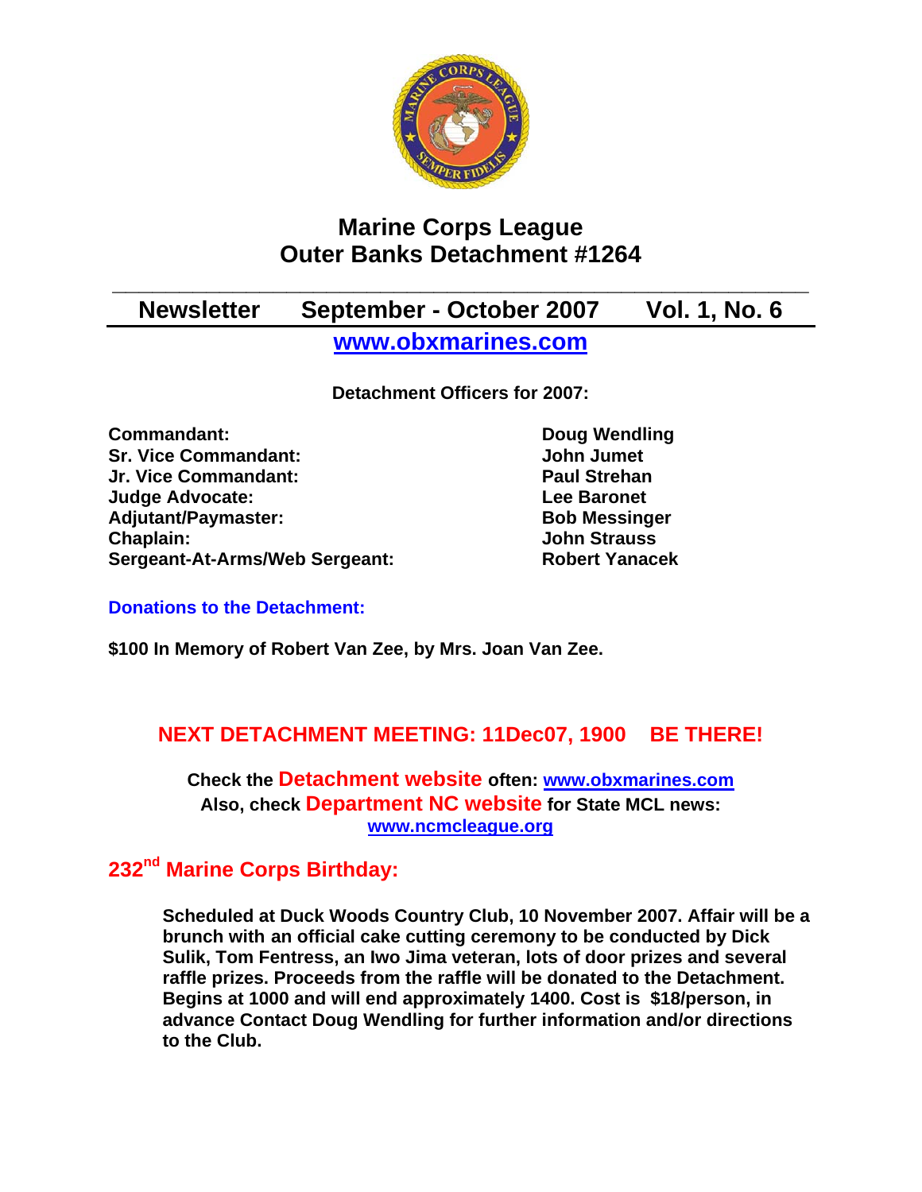# Marine Corps League
# Outer Banks Detachment #1264

## Newsletter September - October 2007 Vol. 1, No. 6

**www.obxmarines.com**

**Detachment Officers for 2007:**

| | |
|---|---|
| **Commandant:** | **Doug Wendling** |
| **Sr. Vice Commandant:** | **John Jumet** |
| **Jr. Vice Commandant:** | **Paul Strehan** |
| **Judge Advocate:** | **Lee Baronet** |
| **Adjutant/Paymaster:** | **Bob Messinger** |
| **Chaplain:** | **John Strauss** |
| **Sergeant-At-Arms/Web Sergeant:** | **Robert Yanacek** |

**Donations to the Detachment:**

**$100 In Memory of Robert Van Zee, by Mrs. Joan Van Zee.**

**NEXT DETACHMENT MEETING: 11Dec07, 1900 BE THERE!**

**Check the Detachment website often: www.obxmarines.com**
**Also, check Department NC website for State MCL news: www.ncmcleague.org**

## 232nd Marine Corps Birthday:

**Scheduled at Duck Woods Country Club, 10 November 2007. Affair will be a brunch with an official cake cutting ceremony to be conducted by Dick Sulik, Tom Fentress, an Iwo Jima veteran, lots of door prizes and several raffle prizes. Proceeds from the raffle will be donated to the Detachment. Begins at 1000 and will end approximately 1400. Cost is $18/person, in advance Contact Doug Wendling for further information and/or directions to the Club.**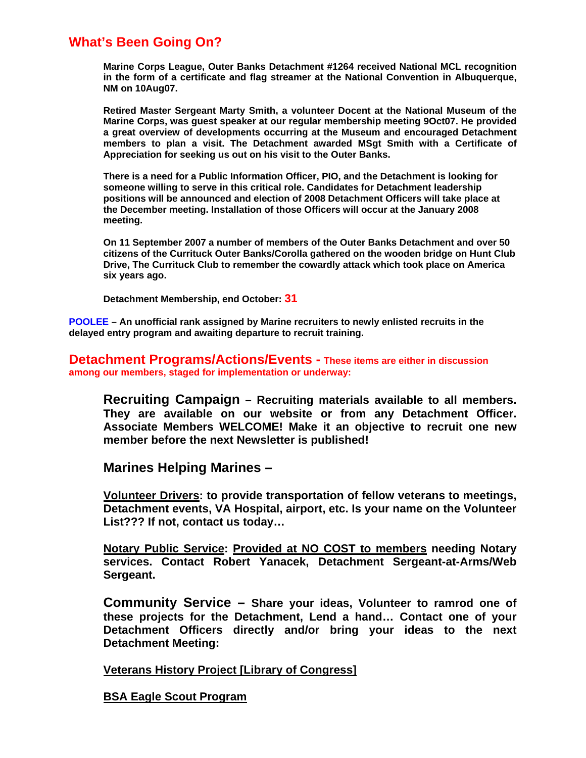## What's Been Going On?

**Marine Corps League, Outer Banks Detachment #1264 received National MCL recognition in the form of a certificate and flag streamer at the National Convention in Albuquerque, NM on 10Aug07.**

**Retired Master Sergeant Marty Smith, a volunteer Docent at the National Museum of the Marine Corps, was guest speaker at our regular membership meeting 9Oct07. He provided a great overview of developments occurring at the Museum and encouraged Detachment members to plan a visit. The Detachment awarded MSgt Smith with a Certificate of Appreciation for seeking us out on his visit to the Outer Banks.**

**There is a need for a Public Information Officer, PIO, and the Detachment is looking for someone willing to serve in this critical role. Candidates for Detachment leadership positions will be announced and election of 2008 Detachment Officers will take place at the December meeting. Installation of those Officers will occur at the January 2008 meeting.**

**On 11 September 2007 a number of members of the Outer Banks Detachment and over 50 citizens of the Currituck Outer Banks/Corolla gathered on the wooden bridge on Hunt Club Drive, The Currituck Club to remember the cowardly attack which took place on America six years ago.**

**Detachment Membership, end October: 31**

**POOLEE – An unofficial rank assigned by Marine recruiters to newly enlisted recruits in the delayed entry program and awaiting departure to recruit training.**

## Detachment Programs/Actions/Events - These items are either in discussion among our members, staged for implementation or underway:

**Recruiting Campaign – Recruiting materials available to all members. They are available on our website or from any Detachment Officer. Associate Members WELCOME! Make it an objective to recruit one new member before the next Newsletter is published!**

**Marines Helping Marines –**

**Volunteer Drivers: to provide transportation of fellow veterans to meetings, Detachment events, VA Hospital, airport, etc. Is your name on the Volunteer List??? If not, contact us today…**

**Notary Public Service: Provided at NO COST to members needing Notary services. Contact Robert Yanacek, Detachment Sergeant-at-Arms/Web Sergeant.**

**Community Service – Share your ideas, Volunteer to ramrod one of these projects for the Detachment, Lend a hand… Contact one of your Detachment Officers directly and/or bring your ideas to the next Detachment Meeting:**

**Veterans History Project [Library of Congress]**

**BSA Eagle Scout Program**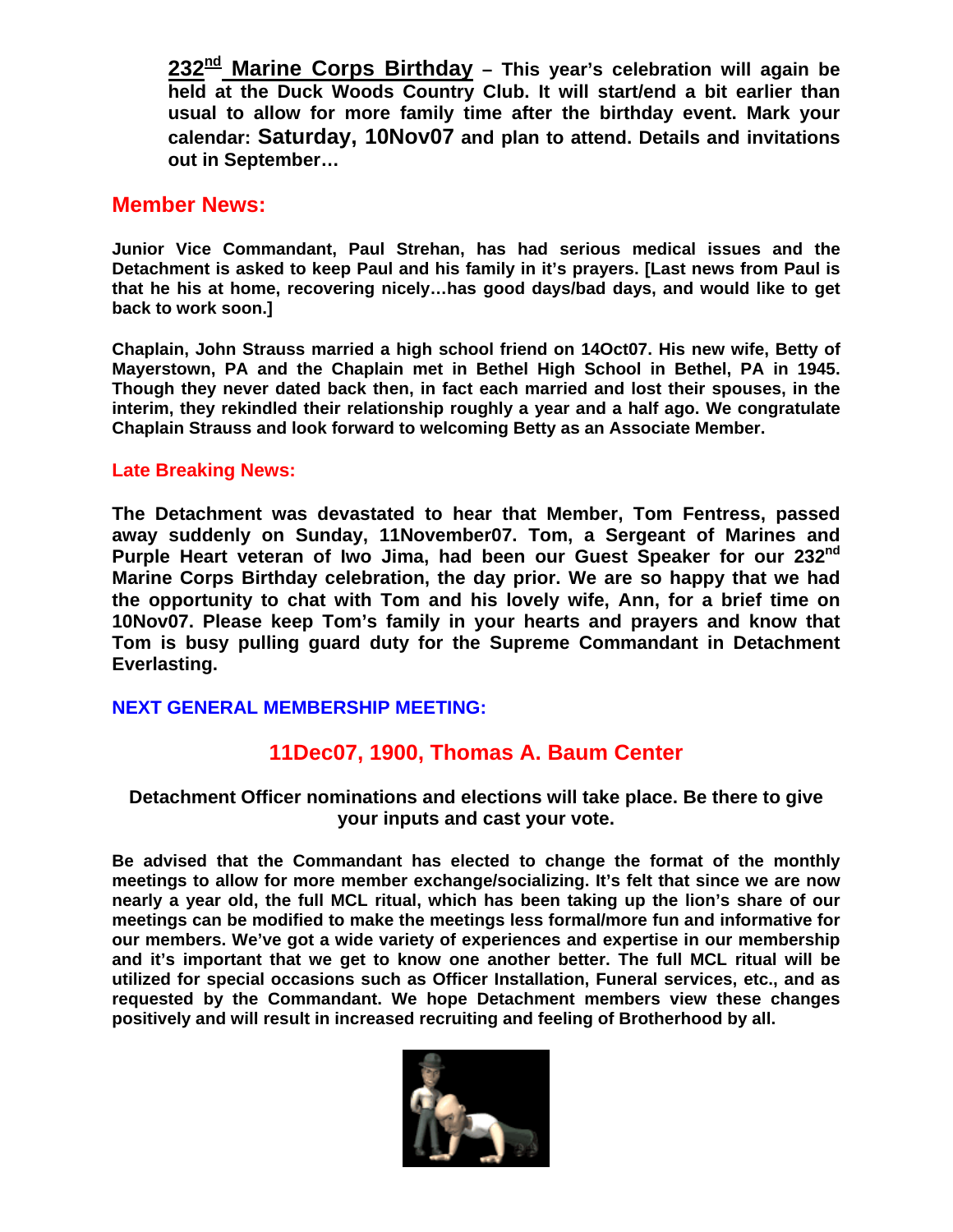**232nd Marine Corps Birthday** – This year's celebration will again be held at the Duck Woods Country Club. It will start/end a bit earlier than usual to allow for more family time after the birthday event. Mark your calendar: **Saturday, 10Nov07** and plan to attend. Details and invitations out in September…

## Member News:

**Junior Vice Commandant, Paul Strehan, has had serious medical issues and the Detachment is asked to keep Paul and his family in it's prayers. [Last news from Paul is that he his at home, recovering nicely…has good days/bad days, and would like to get back to work soon.]**

**Chaplain, John Strauss married a high school friend on 14Oct07. His new wife, Betty of Mayerstown, PA and the Chaplain met in Bethel High School in Bethel, PA in 1945. Though they never dated back then, in fact each married and lost their spouses, in the interim, they rekindled their relationship roughly a year and a half ago. We congratulate Chaplain Strauss and look forward to welcoming Betty as an Associate Member.**

### Late Breaking News:

**The Detachment was devastated to hear that Member, Tom Fentress, passed away suddenly on Sunday, 11November07. Tom, a Sergeant of Marines and Purple Heart veteran of Iwo Jima, had been our Guest Speaker for our 232nd Marine Corps Birthday celebration, the day prior. We are so happy that we had the opportunity to chat with Tom and his lovely wife, Ann, for a brief time on 10Nov07. Please keep Tom's family in your hearts and prayers and know that Tom is busy pulling guard duty for the Supreme Commandant in Detachment Everlasting.**

### NEXT GENERAL MEMBERSHIP MEETING:

## 11Dec07, 1900, Thomas A. Baum Center

**Detachment Officer nominations and elections will take place. Be there to give your inputs and cast your vote.**

**Be advised that the Commandant has elected to change the format of the monthly meetings to allow for more member exchange/socializing. It's felt that since we are now nearly a year old, the full MCL ritual, which has been taking up the lion's share of our meetings can be modified to make the meetings less formal/more fun and informative for our members. We've got a wide variety of experiences and expertise in our membership and it's important that we get to know one another better. The full MCL ritual will be utilized for special occasions such as Officer Installation, Funeral services, etc., and as requested by the Commandant. We hope Detachment members view these changes positively and will result in increased recruiting and feeling of Brotherhood by all.**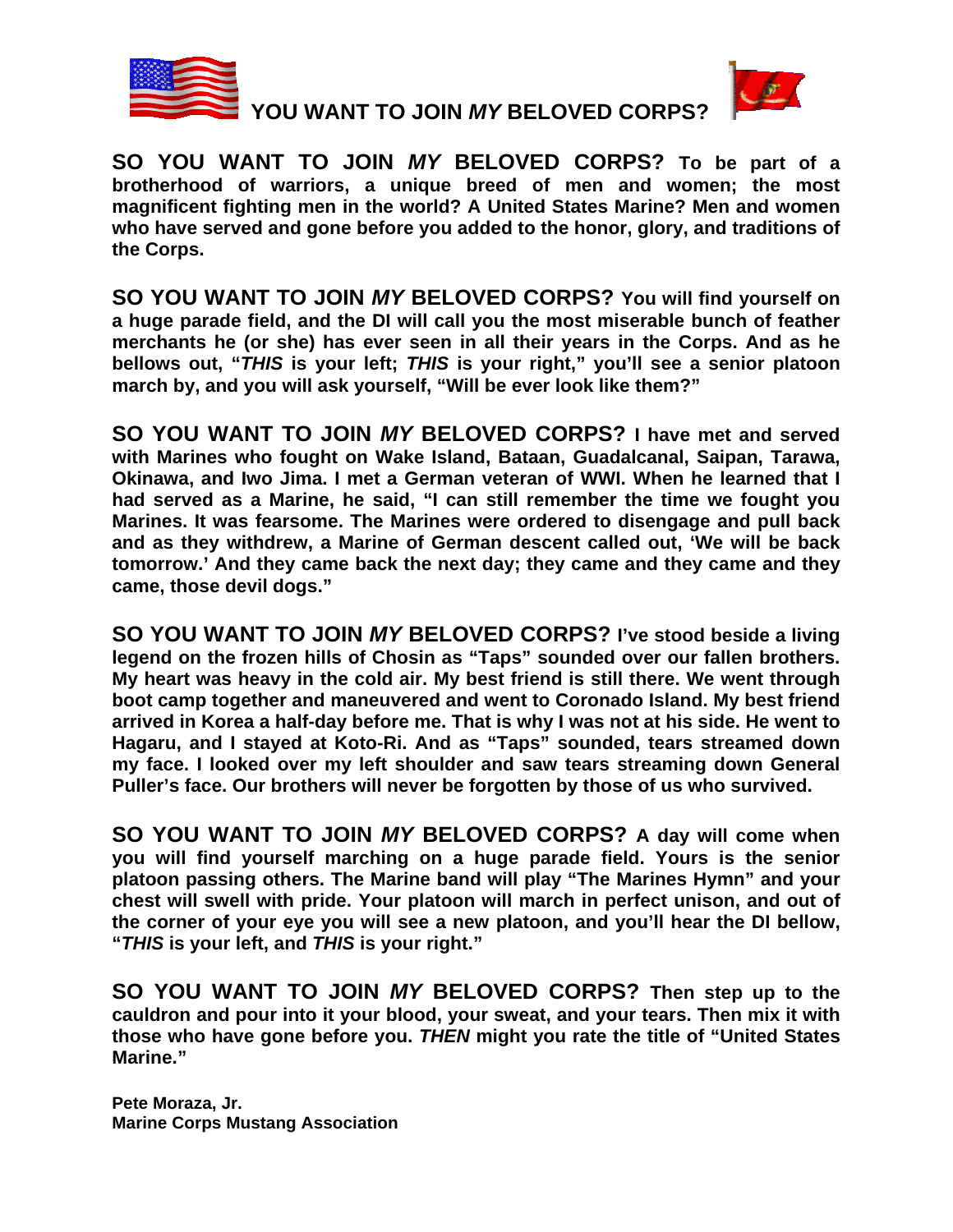# YOU WANT TO JOIN *MY* BELOVED CORPS?

**SO YOU WANT TO JOIN *MY* BELOVED CORPS? To be part of a brotherhood of warriors, a unique breed of men and women; the most magnificent fighting men in the world? A United States Marine? Men and women who have served and gone before you added to the honor, glory, and traditions of the Corps.**

**SO YOU WANT TO JOIN *MY* BELOVED CORPS? You will find yourself on a huge parade field, and the DI will call you the most miserable bunch of feather merchants he (or she) has ever seen in all their years in the Corps. And as he bellows out, "*THIS* is your left; *THIS* is your right," you'll see a senior platoon march by, and you will ask yourself, "Will be ever look like them?"**

**SO YOU WANT TO JOIN *MY* BELOVED CORPS? I have met and served with Marines who fought on Wake Island, Bataan, Guadalcanal, Saipan, Tarawa, Okinawa, and Iwo Jima. I met a German veteran of WWI. When he learned that I had served as a Marine, he said, "I can still remember the time we fought you Marines. It was fearsome. The Marines were ordered to disengage and pull back and as they withdrew, a Marine of German descent called out, 'We will be back tomorrow.' And they came back the next day; they came and they came and they came, those devil dogs."**

**SO YOU WANT TO JOIN *MY* BELOVED CORPS? I've stood beside a living legend on the frozen hills of Chosin as "Taps" sounded over our fallen brothers. My heart was heavy in the cold air. My best friend is still there. We went through boot camp together and maneuvered and went to Coronado Island. My best friend arrived in Korea a half-day before me. That is why I was not at his side. He went to Hagaru, and I stayed at Koto-Ri. And as "Taps" sounded, tears streamed down my face. I looked over my left shoulder and saw tears streaming down General Puller's face. Our brothers will never be forgotten by those of us who survived.**

**SO YOU WANT TO JOIN *MY* BELOVED CORPS? A day will come when you will find yourself marching on a huge parade field. Yours is the senior platoon passing others. The Marine band will play "The Marines Hymn" and your chest will swell with pride. Your platoon will march in perfect unison, and out of the corner of your eye you will see a new platoon, and you'll hear the DI bellow, "*THIS* is your left, and *THIS* is your right."**

**SO YOU WANT TO JOIN *MY* BELOVED CORPS? Then step up to the cauldron and pour into it your blood, your sweat, and your tears. Then mix it with those who have gone before you. *THEN* might you rate the title of "United States Marine."**

**Pete Moraza, Jr.**
**Marine Corps Mustang Association**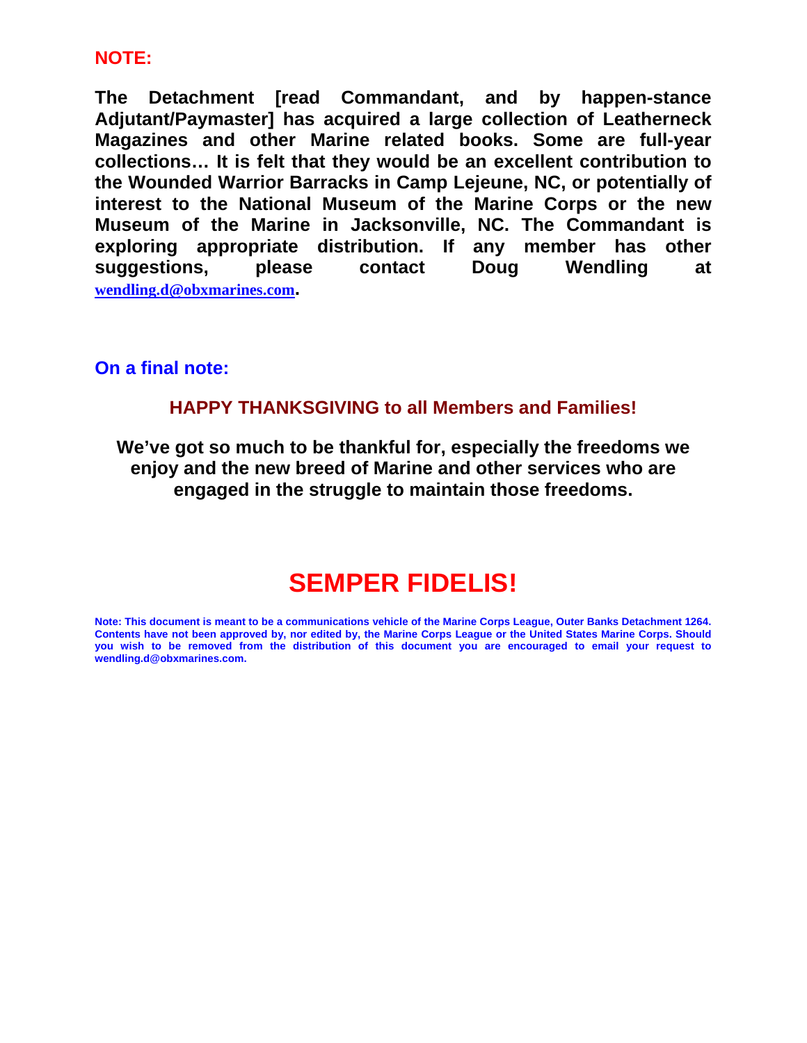## NOTE:

**The Detachment [read Commandant, and by happen-stance Adjutant/Paymaster] has acquired a large collection of Leatherneck Magazines and other Marine related books. Some are full-year collections… It is felt that they would be an excellent contribution to the Wounded Warrior Barracks in Camp Lejeune, NC, or potentially of interest to the National Museum of the Marine Corps or the new Museum of the Marine in Jacksonville, NC. The Commandant is exploring appropriate distribution. If any member has other suggestions, please contact Doug Wendling at wendling.d@obxmarines.com.**

## On a final note:

**HAPPY THANKSGIVING to all Members and Families!**

**We've got so much to be thankful for, especially the freedoms we enjoy and the new breed of Marine and other services who are engaged in the struggle to maintain those freedoms.**

# SEMPER FIDELIS!

**Note: This document is meant to be a communications vehicle of the Marine Corps League, Outer Banks Detachment 1264. Contents have not been approved by, nor edited by, the Marine Corps League or the United States Marine Corps. Should you wish to be removed from the distribution of this document you are encouraged to email your request to wendling.d@obxmarines.com.**